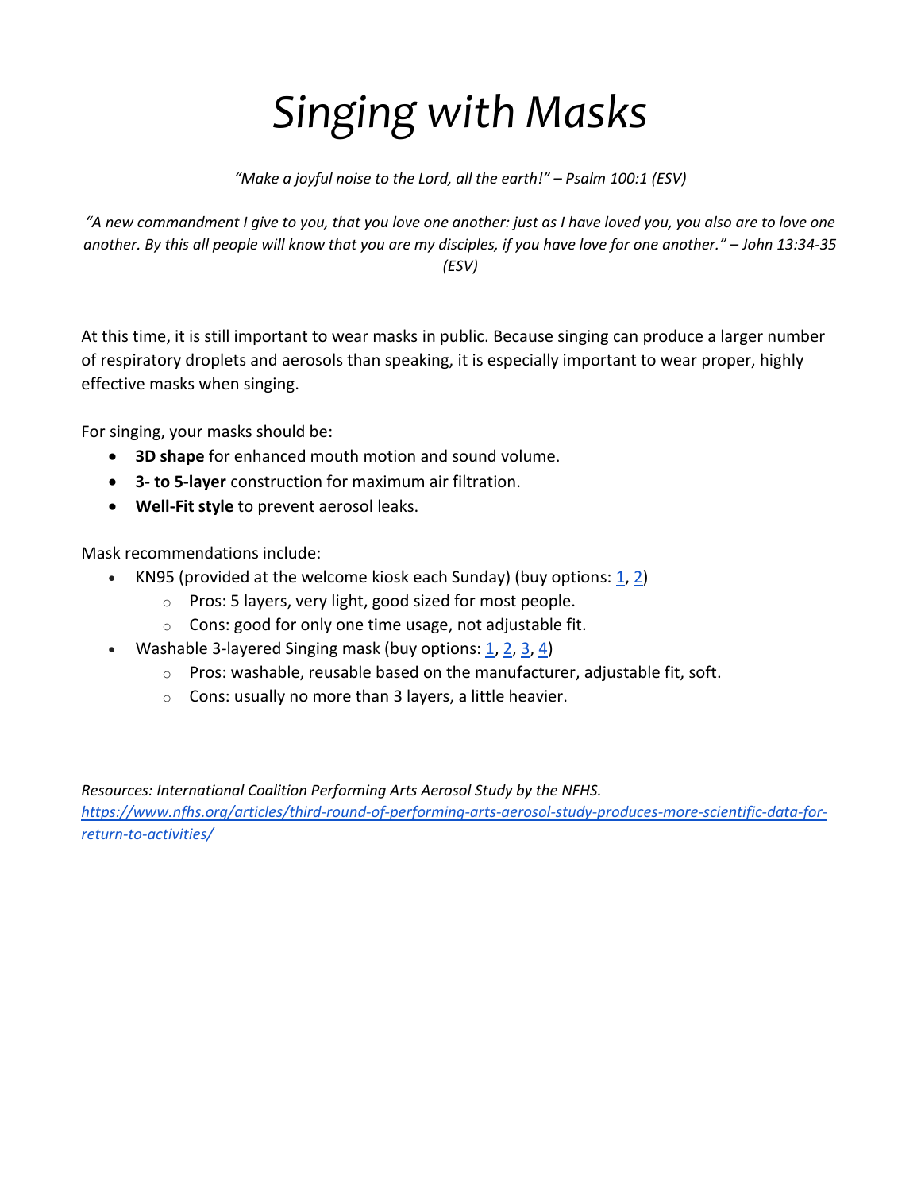# *Singing with Masks*

*"Make a joyful noise to the Lord, all the earth!" – Psalm 100:1 (ESV)*

*"A new commandment I give to you, that you love one another: just as I have loved you, you also are to love one another. By this all people will know that you are my disciples, if you have love for one another." – John 13:34-35 (ESV)*

At this time, it is still important to wear masks in public. Because singing can produce a larger number of respiratory droplets and aerosols than speaking, it is especially important to wear proper, highly effective masks when singing.

For singing, your masks should be:

- **3D shape** for enhanced mouth motion and sound volume.
- **3- to 5-layer** construction for maximum air filtration.
- **Well-Fit style** to prevent aerosol leaks.

Mask recommendations include:

- KN95 (provided at the welcome kiosk each Sunday) (buy options: 1, 2)
  - Pros: 5 layers, very light, good sized for most people.
  - Cons: good for only one time usage, not adjustable fit.
- Washable 3-layered Singing mask (buy options: 1, 2, 3, 4)
  - Pros: washable, reusable based on the manufacturer, adjustable fit, soft.
  - Cons: usually no more than 3 layers, a little heavier.

*Resources: International Coalition Performing Arts Aerosol Study by the NFHS.*
*https://www.nfhs.org/articles/third-round-of-performing-arts-aerosol-study-produces-more-scientific-data-for-return-to-activities/*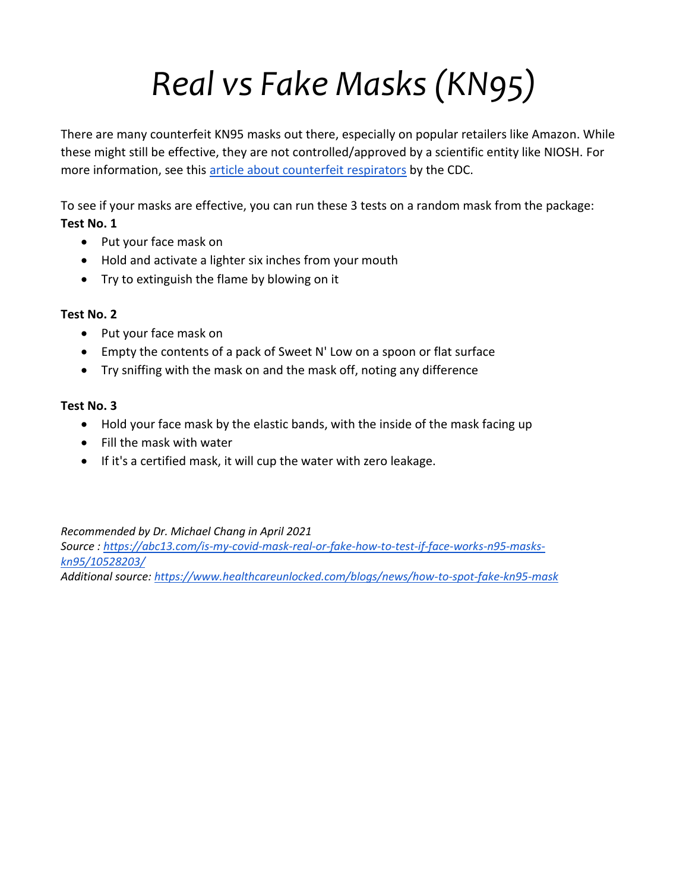# Real vs Fake Masks (KN95)

There are many counterfeit KN95 masks out there, especially on popular retailers like Amazon. While these might still be effective, they are not controlled/approved by a scientific entity like NIOSH. For more information, see this [article about counterfeit respirators](#) by the CDC.

To see if your masks are effective, you can run these 3 tests on a random mask from the package:

**Test No. 1**

- Put your face mask on
- Hold and activate a lighter six inches from your mouth
- Try to extinguish the flame by blowing on it

**Test No. 2**

- Put your face mask on
- Empty the contents of a pack of Sweet N' Low on a spoon or flat surface
- Try sniffing with the mask on and the mask off, noting any difference

**Test No. 3**

- Hold your face mask by the elastic bands, with the inside of the mask facing up
- Fill the mask with water
- If it's a certified mask, it will cup the water with zero leakage.

*Recommended by Dr. Michael Chang in April 2021*
*Source : [https://abc13.com/is-my-covid-mask-real-or-fake-how-to-test-if-face-works-n95-masks-kn95/10528203/](https://abc13.com/is-my-covid-mask-real-or-fake-how-to-test-if-face-works-n95-masks-kn95/10528203/)*
*Additional source: [https://www.healthcareunlocked.com/blogs/news/how-to-spot-fake-kn95-mask](https://www.healthcareunlocked.com/blogs/news/how-to-spot-fake-kn95-mask)*